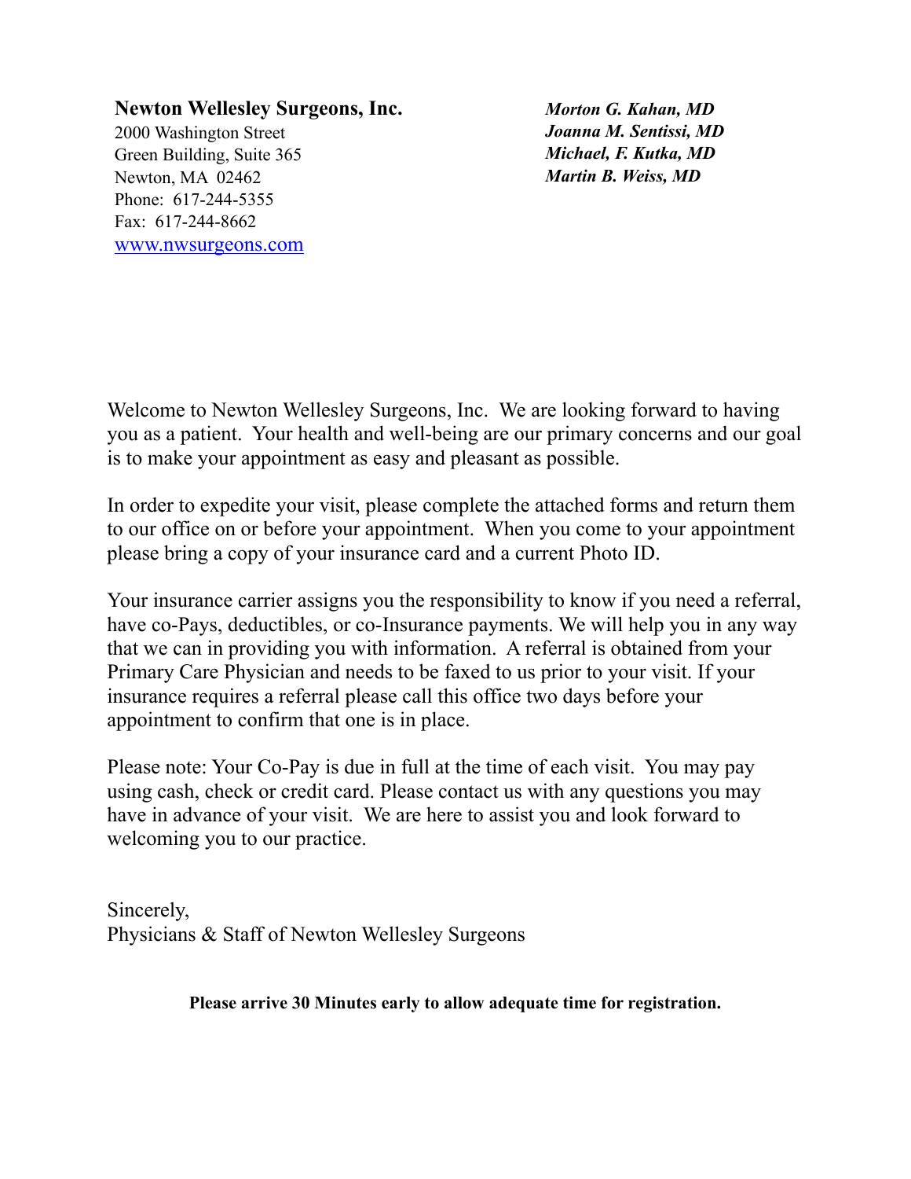**Newton Wellesley Surgeons, Inc.**
2000 Washington Street
Green Building, Suite 365
Newton, MA 02462
Phone: 617-244-5355
Fax: 617-244-8662
www.nwsurgeons.com

***Morton G. Kahan, MD***
***Joanna M. Sentissi, MD***
***Michael, F. Kutka, MD***
***Martin B. Weiss, MD***

Welcome to Newton Wellesley Surgeons, Inc. We are looking forward to having you as a patient. Your health and well-being are our primary concerns and our goal is to make your appointment as easy and pleasant as possible.

In order to expedite your visit, please complete the attached forms and return them to our office on or before your appointment. When you come to your appointment please bring a copy of your insurance card and a current Photo ID.

Your insurance carrier assigns you the responsibility to know if you need a referral, have co-Pays, deductibles, or co-Insurance payments. We will help you in any way that we can in providing you with information. A referral is obtained from your Primary Care Physician and needs to be faxed to us prior to your visit. If your insurance requires a referral please call this office two days before your appointment to confirm that one is in place.

Please note: Your Co-Pay is due in full at the time of each visit. You may pay using cash, check or credit card. Please contact us with any questions you may have in advance of your visit. We are here to assist you and look forward to welcoming you to our practice.

Sincerely,
Physicians & Staff of Newton Wellesley Surgeons

**Please arrive 30 Minutes early to allow adequate time for registration.**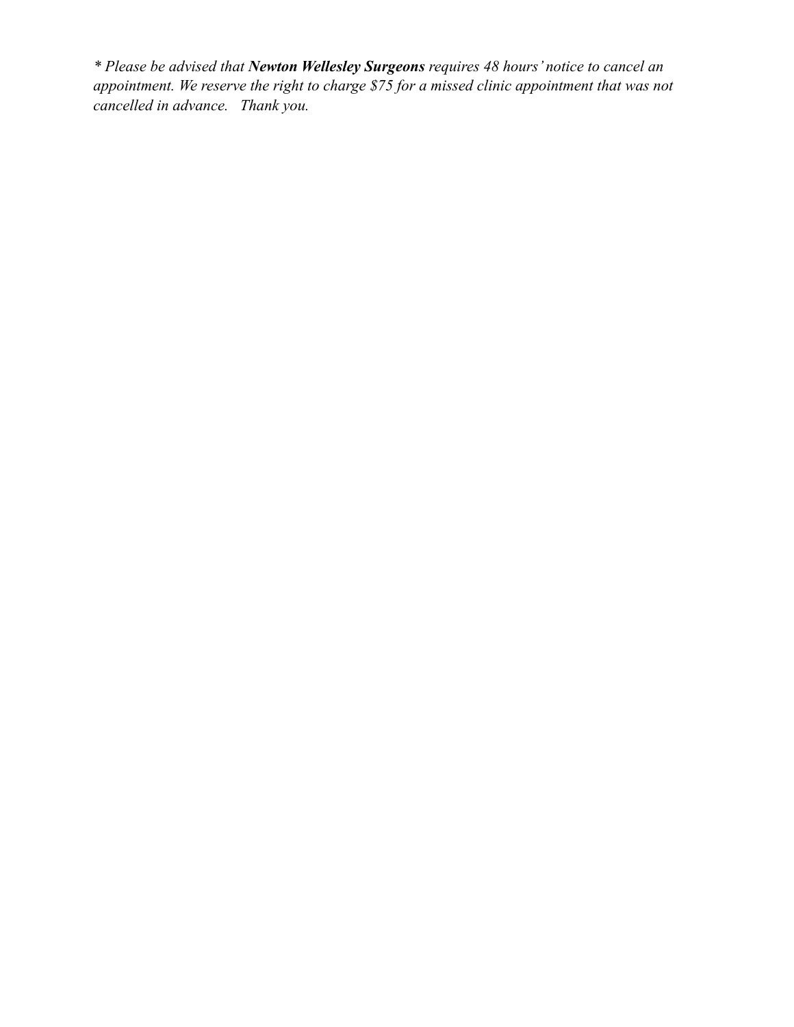*\* Please be advised that **Newton Wellesley Surgeons** requires 48 hours' notice to cancel an appointment. We reserve the right to charge $75 for a missed clinic appointment that was not cancelled in advance. Thank you.*